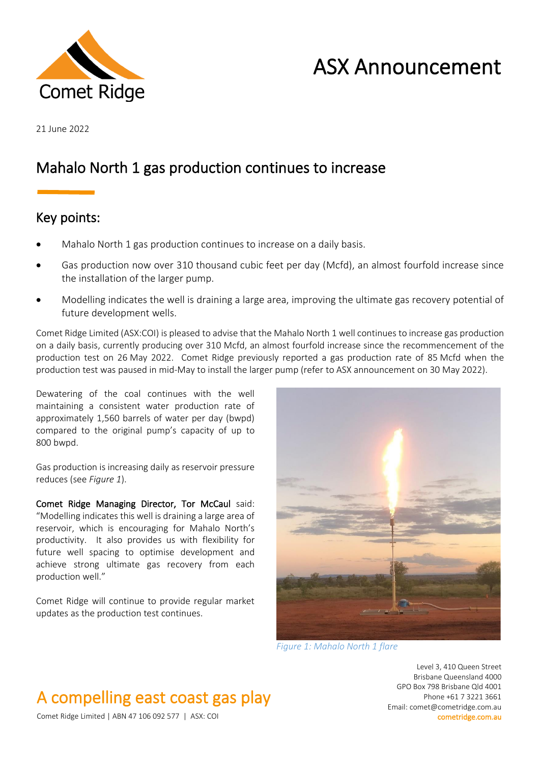ASX Announcement

21 June 2022

# Mahalo North 1 gas production continues to increase

## Key points:

- Mahalo North 1 gas production continues to increase on a daily basis.
- Gas production now over 310 thousand cubic feet per day (Mcfd), an almost fourfold increase since the installation of the larger pump.
- Modelling indicates the well is draining a large area, improving the ultimate gas recovery potential of future development wells.

Comet Ridge Limited (ASX:COI) is pleased to advise that the Mahalo North 1 well continues to increase gas production on a daily basis, currently producing over 310 Mcfd, an almost fourfold increase since the recommencement of the production test on 26 May 2022. Comet Ridge previously reported a gas production rate of 85 Mcfd when the production test was paused in mid-May to install the larger pump (refer to ASX announcement on 30 May 2022).

Dewatering of the coal continues with the well maintaining a consistent water production rate of approximately 1,560 barrels of water per day (bwpd) compared to the original pump's capacity of up to 800 bwpd.

Gas production is increasing daily as reservoir pressure reduces (see *Figure 1*).

**Comet Ridge Managing Director, Tor McCaul** said: "Modelling indicates this well is draining a large area of reservoir, which is encouraging for Mahalo North's productivity. It also provides us with flexibility for future well spacing to optimise development and achieve strong ultimate gas recovery from each production well."

Comet Ridge will continue to provide regular market updates as the production test continues.

*Figure 1: Mahalo North 1 flare*

A compelling east coast gas play

Comet Ridge Limited | ABN 47 106 092 577 | ASX: COI

Level 3, 410 Queen Street
Brisbane Queensland 4000
GPO Box 798 Brisbane Qld 4001
Phone +61 7 3221 3661
Email: comet@cometridge.com.au
cometridge.com.au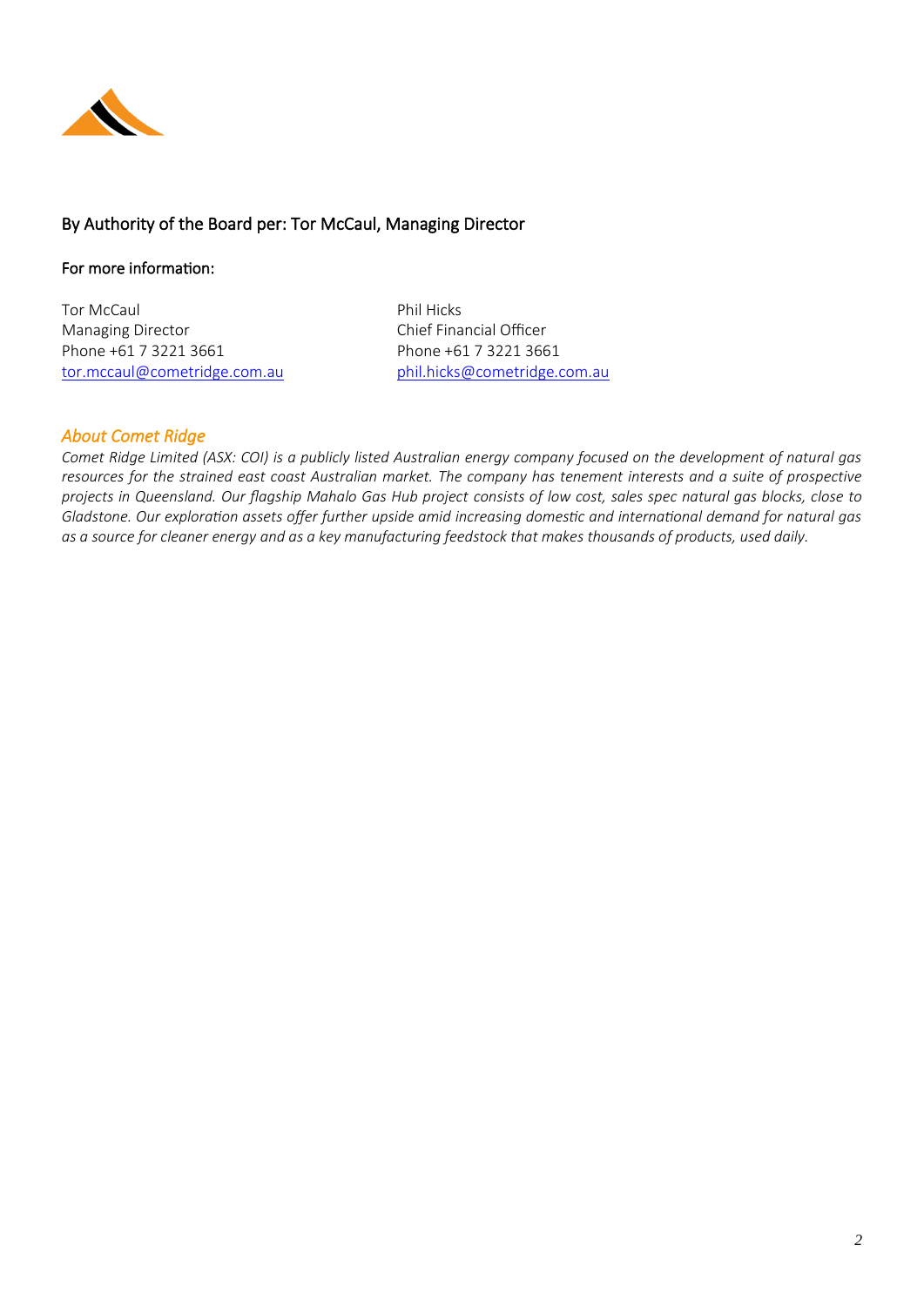By Authority of the Board per: Tor McCaul, Managing Director

For more information:

Tor McCaul
Managing Director
Phone +61 7 3221 3661
tor.mccaul@cometridge.com.au

Phil Hicks
Chief Financial Officer
Phone +61 7 3221 3661
phil.hicks@cometridge.com.au

## *About Comet Ridge*

*Comet Ridge Limited (ASX: COI) is a publicly listed Australian energy company focused on the development of natural gas resources for the strained east coast Australian market. The company has tenement interests and a suite of prospective projects in Queensland. Our flagship Mahalo Gas Hub project consists of low cost, sales spec natural gas blocks, close to Gladstone. Our exploration assets offer further upside amid increasing domestic and international demand for natural gas as a source for cleaner energy and as a key manufacturing feedstock that makes thousands of products, used daily.*